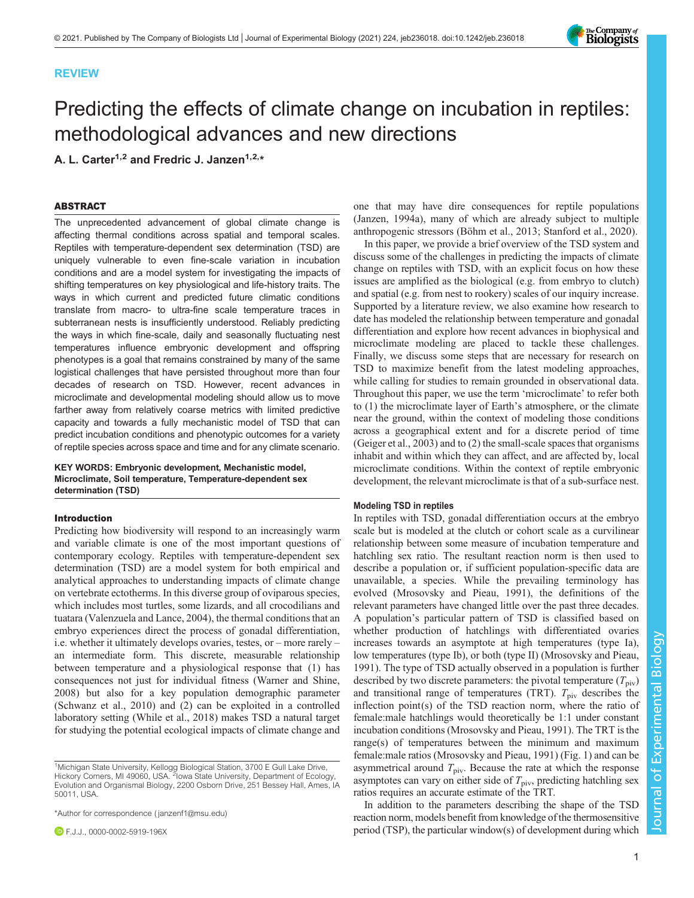REVIEW

# Predicting the effects of climate change on incubation in reptiles: methodological advances and new directions

A. L. Carter[1,2] and Fredric J. Janzen[1,2,*]

## ABSTRACT

The unprecedented advancement of global climate change is affecting thermal conditions across spatial and temporal scales. Reptiles with temperature-dependent sex determination (TSD) are uniquely vulnerable to even fine-scale variation in incubation conditions and are a model system for investigating the impacts of shifting temperatures on key physiological and life-history traits. The ways in which current and predicted future climatic conditions translate from macro- to ultra-fine scale temperature traces in subterranean nests is insufficiently understood. Reliably predicting the ways in which fine-scale, daily and seasonally fluctuating nest temperatures influence embryonic development and offspring phenotypes is a goal that remains constrained by many of the same logistical challenges that have persisted throughout more than four decades of research on TSD. However, recent advances in microclimate and developmental modeling should allow us to move farther away from relatively coarse metrics with limited predictive capacity and towards a fully mechanistic model of TSD that can predict incubation conditions and phenotypic outcomes for a variety of reptile species across space and time and for any climate scenario.

**KEY WORDS: Embryonic development, Mechanistic model, Microclimate, Soil temperature, Temperature-dependent sex determination (TSD)**

## Introduction

Predicting how biodiversity will respond to an increasingly warm and variable climate is one of the most important questions of contemporary ecology. Reptiles with temperature-dependent sex determination (TSD) are a model system for both empirical and analytical approaches to understanding impacts of climate change on vertebrate ectotherms. In this diverse group of oviparous species, which includes most turtles, some lizards, and all crocodilians and tuatara (Valenzuela and Lance, 2004), the thermal conditions that an embryo experiences direct the process of gonadal differentiation, i.e. whether it ultimately develops ovaries, testes, or – more rarely – an intermediate form. This discrete, measurable relationship between temperature and a physiological response that (1) has consequences not just for individual fitness (Warner and Shine, 2008) but also for a key population demographic parameter (Schwanz et al., 2010) and (2) can be exploited in a controlled laboratory setting (While et al., 2018) makes TSD a natural target for studying the potential ecological impacts of climate change and one that may have dire consequences for reptile populations (Janzen, 1994a), many of which are already subject to multiple anthropogenic stressors (Böhm et al., 2013; Stanford et al., 2020).

In this paper, we provide a brief overview of the TSD system and discuss some of the challenges in predicting the impacts of climate change on reptiles with TSD, with an explicit focus on how these issues are amplified as the biological (e.g. from embryo to clutch) and spatial (e.g. from nest to rookery) scales of our inquiry increase. Supported by a literature review, we also examine how research to date has modeled the relationship between temperature and gonadal differentiation and explore how recent advances in biophysical and microclimate modeling are placed to tackle these challenges. Finally, we discuss some steps that are necessary for research on TSD to maximize benefit from the latest modeling approaches, while calling for studies to remain grounded in observational data. Throughout this paper, we use the term 'microclimate' to refer both to (1) the microclimate layer of Earth's atmosphere, or the climate near the ground, within the context of modeling those conditions across a geographical extent and for a discrete period of time (Geiger et al., 2003) and to (2) the small-scale spaces that organisms inhabit and within which they can affect, and are affected by, local microclimate conditions. Within the context of reptile embryonic development, the relevant microclimate is that of a sub-surface nest.

### Modeling TSD in reptiles

In reptiles with TSD, gonadal differentiation occurs at the embryo scale but is modeled at the clutch or cohort scale as a curvilinear relationship between some measure of incubation temperature and hatchling sex ratio. The resultant reaction norm is then used to describe a population or, if sufficient population-specific data are unavailable, a species. While the prevailing terminology has evolved (Mrosovsky and Pieau, 1991), the definitions of the relevant parameters have changed little over the past three decades. A population's particular pattern of TSD is classified based on whether production of hatchlings with differentiated ovaries increases towards an asymptote at high temperatures (type Ia), low temperatures (type Ib), or both (type II) (Mrosovsky and Pieau, 1991). The type of TSD actually observed in a population is further described by two discrete parameters: the pivotal temperature ($T_{piv}$) and transitional range of temperatures (TRT). $T_{piv}$ describes the inflection point(s) of the TSD reaction norm, where the ratio of female:male hatchlings would theoretically be 1:1 under constant incubation conditions (Mrosovsky and Pieau, 1991). The TRT is the range(s) of temperatures between the minimum and maximum female:male ratios (Mrosovsky and Pieau, 1991) (Fig. 1) and can be asymmetrical around $T_{piv}$. Because the rate at which the response asymptotes can vary on either side of $T_{piv}$, predicting hatchling sex ratios requires an accurate estimate of the TRT.

In addition to the parameters describing the shape of the TSD reaction norm, models benefit from knowledge of the thermosensitive period (TSP), the particular window(s) of development during which

[1]Michigan State University, Kellogg Biological Station, 3700 E Gull Lake Drive, Hickory Corners, MI 49060, USA. [2]Iowa State University, Department of Ecology, Evolution and Organismal Biology, 2200 Osborn Drive, 251 Bessey Hall, Ames, IA 50011, USA.

*Author for correspondence (janzenf1@msu.edu)

F.J.J., 0000-0002-5919-196X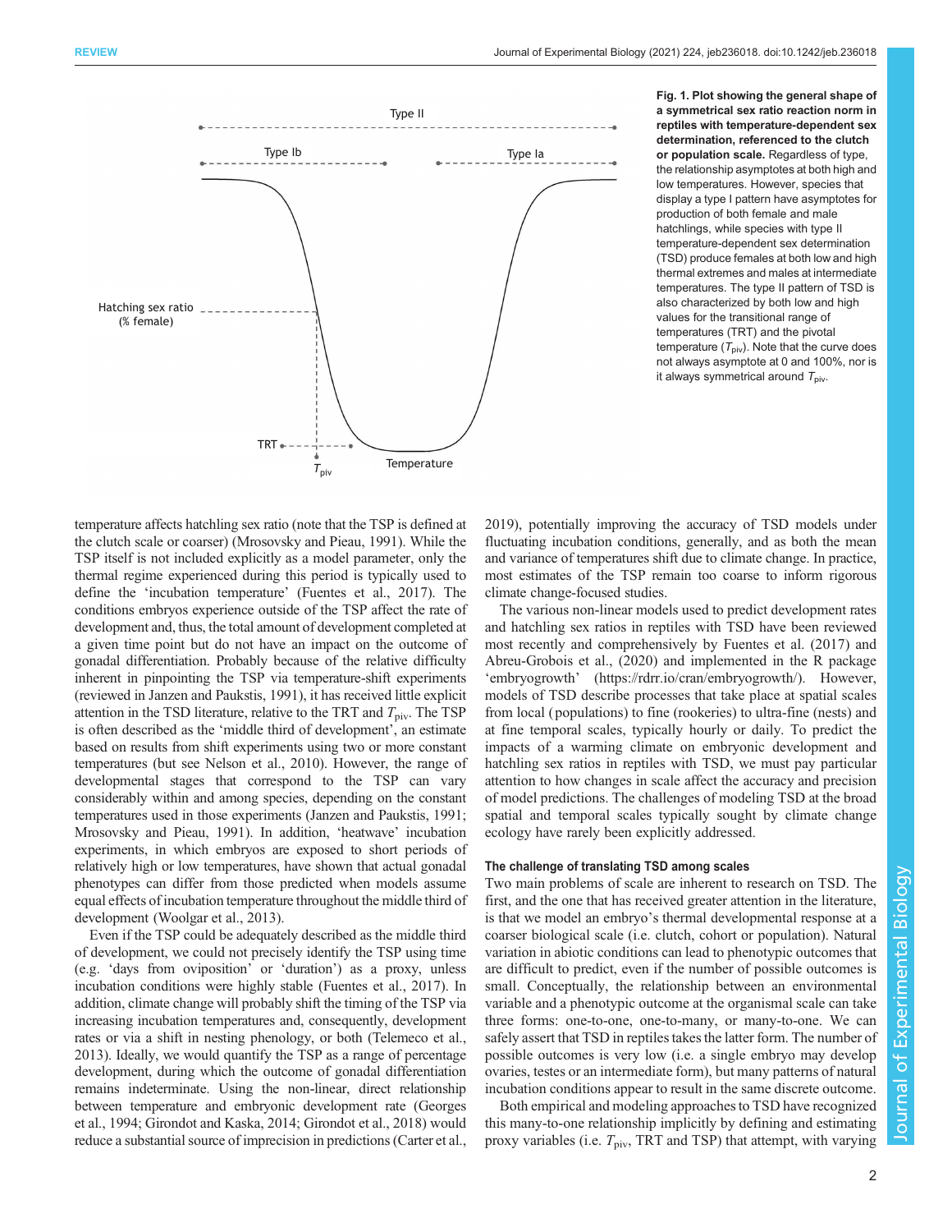**Fig. 1. Plot showing the general shape of a symmetrical sex ratio reaction norm in reptiles with temperature-dependent sex determination, referenced to the clutch or population scale.** Regardless of type, the relationship asymptotes at both high and low temperatures. However, species that display a type I pattern have asymptotes for production of both female and male hatchlings, while species with type II temperature-dependent sex determination (TSD) produce females at both low and high thermal extremes and males at intermediate temperatures. The type II pattern of TSD is also characterized by both low and high values for the transitional range of temperatures (TRT) and the pivotal temperature ($T_{piv}$). Note that the curve does not always asymptote at 0 and 100%, nor is it always symmetrical around $T_{piv}$.

temperature affects hatchling sex ratio (note that the TSP is defined at the clutch scale or coarser) (Mrosovsky and Pieau, 1991). While the TSP itself is not included explicitly as a model parameter, only the thermal regime experienced during this period is typically used to define the 'incubation temperature' (Fuentes et al., 2017). The conditions embryos experience outside of the TSP affect the rate of development and, thus, the total amount of development completed at a given time point but do not have an impact on the outcome of gonadal differentiation. Probably because of the relative difficulty inherent in pinpointing the TSP via temperature-shift experiments (reviewed in Janzen and Paukstis, 1991), it has received little explicit attention in the TSD literature, relative to the TRT and $T_{piv}$. The TSP is often described as the 'middle third of development', an estimate based on results from shift experiments using two or more constant temperatures (but see Nelson et al., 2010). However, the range of developmental stages that correspond to the TSP can vary considerably within and among species, depending on the constant temperatures used in those experiments (Janzen and Paukstis, 1991; Mrosovsky and Pieau, 1991). In addition, 'heatwave' incubation experiments, in which embryos are exposed to short periods of relatively high or low temperatures, have shown that actual gonadal phenotypes can differ from those predicted when models assume equal effects of incubation temperature throughout the middle third of development (Woolgar et al., 2013).

Even if the TSP could be adequately described as the middle third of development, we could not precisely identify the TSP using time (e.g. 'days from oviposition' or 'duration') as a proxy, unless incubation conditions were highly stable (Fuentes et al., 2017). In addition, climate change will probably shift the timing of the TSP via increasing incubation temperatures and, consequently, development rates or via a shift in nesting phenology, or both (Telemeco et al., 2013). Ideally, we would quantify the TSP as a range of percentage development, during which the outcome of gonadal differentiation remains indeterminate. Using the non-linear, direct relationship between temperature and embryonic development rate (Georges et al., 1994; Girondot and Kaska, 2014; Girondot et al., 2018) would reduce a substantial source of imprecision in predictions (Carter et al., 2019), potentially improving the accuracy of TSD models under fluctuating incubation conditions, generally, and as both the mean and variance of temperatures shift due to climate change. In practice, most estimates of the TSP remain too coarse to inform rigorous climate change-focused studies.

The various non-linear models used to predict development rates and hatchling sex ratios in reptiles with TSD have been reviewed most recently and comprehensively by Fuentes et al. (2017) and Abreu-Grobois et al., (2020) and implemented in the R package 'embryogrowth' (https://rdrr.io/cran/embryogrowth/). However, models of TSD describe processes that take place at spatial scales from local (populations) to fine (rookeries) to ultra-fine (nests) and at fine temporal scales, typically hourly or daily. To predict the impacts of a warming climate on embryonic development and hatchling sex ratios in reptiles with TSD, we must pay particular attention to how changes in scale affect the accuracy and precision of model predictions. The challenges of modeling TSD at the broad spatial and temporal scales typically sought by climate change ecology have rarely been explicitly addressed.

### The challenge of translating TSD among scales

Two main problems of scale are inherent to research on TSD. The first, and the one that has received greater attention in the literature, is that we model an embryo's thermal developmental response at a coarser biological scale (i.e. clutch, cohort or population). Natural variation in abiotic conditions can lead to phenotypic outcomes that are difficult to predict, even if the number of possible outcomes is small. Conceptually, the relationship between an environmental variable and a phenotypic outcome at the organismal scale can take three forms: one-to-one, one-to-many, or many-to-one. We can safely assert that TSD in reptiles takes the latter form. The number of possible outcomes is very low (i.e. a single embryo may develop ovaries, testes or an intermediate form), but many patterns of natural incubation conditions appear to result in the same discrete outcome.

Both empirical and modeling approaches to TSD have recognized this many-to-one relationship implicitly by defining and estimating proxy variables (i.e. $T_{piv}$, TRT and TSP) that attempt, with varying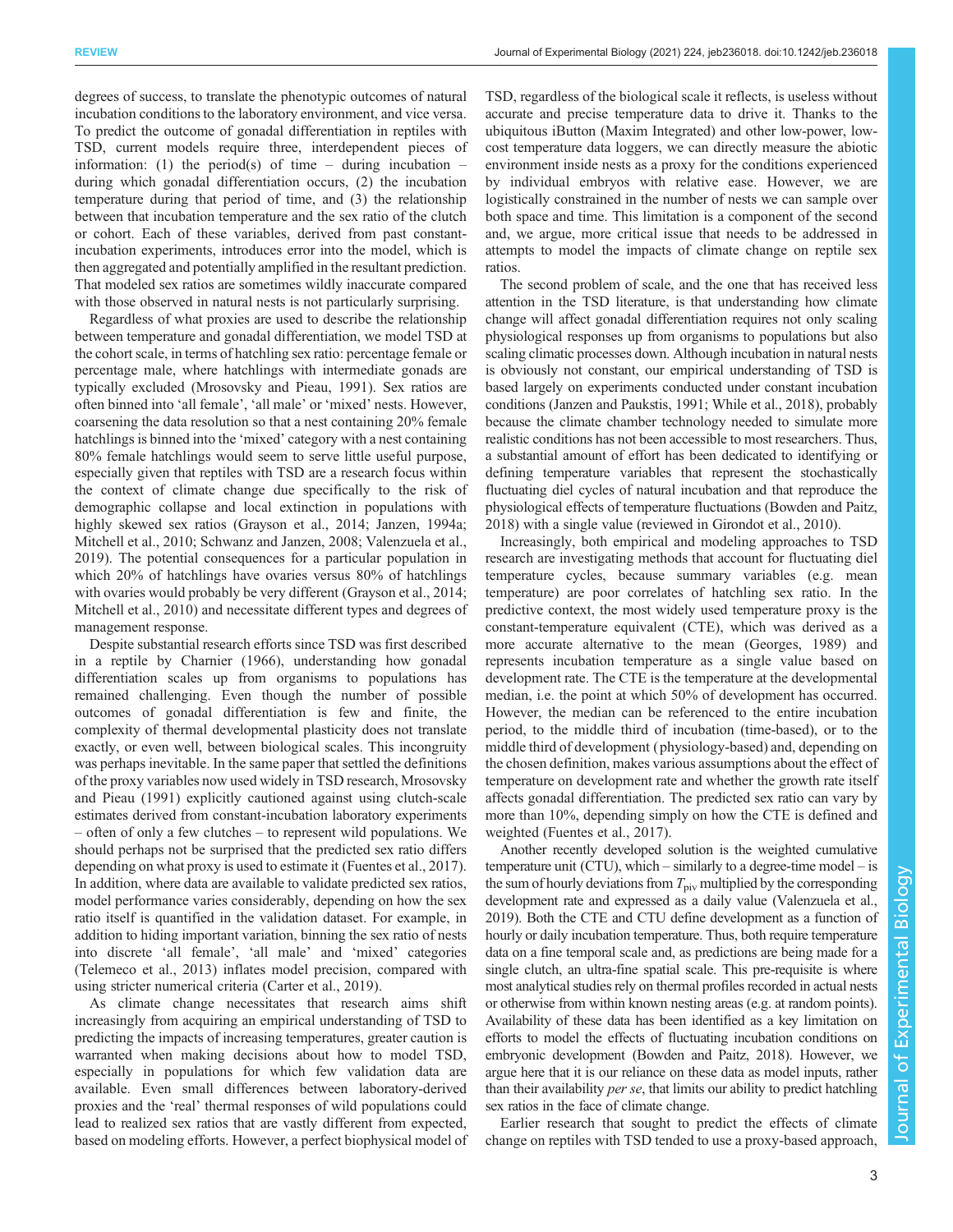degrees of success, to translate the phenotypic outcomes of natural incubation conditions to the laboratory environment, and vice versa. To predict the outcome of gonadal differentiation in reptiles with TSD, current models require three, interdependent pieces of information: (1) the period(s) of time – during incubation – during which gonadal differentiation occurs, (2) the incubation temperature during that period of time, and (3) the relationship between that incubation temperature and the sex ratio of the clutch or cohort. Each of these variables, derived from past constant-incubation experiments, introduces error into the model, which is then aggregated and potentially amplified in the resultant prediction. That modeled sex ratios are sometimes wildly inaccurate compared with those observed in natural nests is not particularly surprising.

Regardless of what proxies are used to describe the relationship between temperature and gonadal differentiation, we model TSD at the cohort scale, in terms of hatchling sex ratio: percentage female or percentage male, where hatchlings with intermediate gonads are typically excluded (Mrosovsky and Pieau, 1991). Sex ratios are often binned into 'all female', 'all male' or 'mixed' nests. However, coarsening the data resolution so that a nest containing 20% female hatchlings is binned into the 'mixed' category with a nest containing 80% female hatchlings would seem to serve little useful purpose, especially given that reptiles with TSD are a research focus within the context of climate change due specifically to the risk of demographic collapse and local extinction in populations with highly skewed sex ratios (Grayson et al., 2014; Janzen, 1994a; Mitchell et al., 2010; Schwanz and Janzen, 2008; Valenzuela et al., 2019). The potential consequences for a particular population in which 20% of hatchlings have ovaries versus 80% of hatchlings with ovaries would probably be very different (Grayson et al., 2014; Mitchell et al., 2010) and necessitate different types and degrees of management response.

Despite substantial research efforts since TSD was first described in a reptile by Charnier (1966), understanding how gonadal differentiation scales up from organisms to populations has remained challenging. Even though the number of possible outcomes of gonadal differentiation is few and finite, the complexity of thermal developmental plasticity does not translate exactly, or even well, between biological scales. This incongruity was perhaps inevitable. In the same paper that settled the definitions of the proxy variables now used widely in TSD research, Mrosovsky and Pieau (1991) explicitly cautioned against using clutch-scale estimates derived from constant-incubation laboratory experiments – often of only a few clutches – to represent wild populations. We should perhaps not be surprised that the predicted sex ratio differs depending on what proxy is used to estimate it (Fuentes et al., 2017). In addition, where data are available to validate predicted sex ratios, model performance varies considerably, depending on how the sex ratio itself is quantified in the validation dataset. For example, in addition to hiding important variation, binning the sex ratio of nests into discrete 'all female', 'all male' and 'mixed' categories (Telemeco et al., 2013) inflates model precision, compared with using stricter numerical criteria (Carter et al., 2019).

As climate change necessitates that research aims shift increasingly from acquiring an empirical understanding of TSD to predicting the impacts of increasing temperatures, greater caution is warranted when making decisions about how to model TSD, especially in populations for which few validation data are available. Even small differences between laboratory-derived proxies and the 'real' thermal responses of wild populations could lead to realized sex ratios that are vastly different from expected, based on modeling efforts. However, a perfect biophysical model of TSD, regardless of the biological scale it reflects, is useless without accurate and precise temperature data to drive it. Thanks to the ubiquitous iButton (Maxim Integrated) and other low-power, low-cost temperature data loggers, we can directly measure the abiotic environment inside nests as a proxy for the conditions experienced by individual embryos with relative ease. However, we are logistically constrained in the number of nests we can sample over both space and time. This limitation is a component of the second and, we argue, more critical issue that needs to be addressed in attempts to model the impacts of climate change on reptile sex ratios.

The second problem of scale, and the one that has received less attention in the TSD literature, is that understanding how climate change will affect gonadal differentiation requires not only scaling physiological responses up from organisms to populations but also scaling climatic processes down. Although incubation in natural nests is obviously not constant, our empirical understanding of TSD is based largely on experiments conducted under constant incubation conditions (Janzen and Paukstis, 1991; While et al., 2018), probably because the climate chamber technology needed to simulate more realistic conditions has not been accessible to most researchers. Thus, a substantial amount of effort has been dedicated to identifying or defining temperature variables that represent the stochastically fluctuating diel cycles of natural incubation and that reproduce the physiological effects of temperature fluctuations (Bowden and Paitz, 2018) with a single value (reviewed in Girondot et al., 2010).

Increasingly, both empirical and modeling approaches to TSD research are investigating methods that account for fluctuating diel temperature cycles, because summary variables (e.g. mean temperature) are poor correlates of hatchling sex ratio. In the predictive context, the most widely used temperature proxy is the constant-temperature equivalent (CTE), which was derived as a more accurate alternative to the mean (Georges, 1989) and represents incubation temperature as a single value based on development rate. The CTE is the temperature at the developmental median, i.e. the point at which 50% of development has occurred. However, the median can be referenced to the entire incubation period, to the middle third of incubation (time-based), or to the middle third of development (physiology-based) and, depending on the chosen definition, makes various assumptions about the effect of temperature on development rate and whether the growth rate itself affects gonadal differentiation. The predicted sex ratio can vary by more than 10%, depending simply on how the CTE is defined and weighted (Fuentes et al., 2017).

Another recently developed solution is the weighted cumulative temperature unit (CTU), which – similarly to a degree-time model – is the sum of hourly deviations from $T_{piv}$ multiplied by the corresponding development rate and expressed as a daily value (Valenzuela et al., 2019). Both the CTE and CTU define development as a function of hourly or daily incubation temperature. Thus, both require temperature data on a fine temporal scale and, as predictions are being made for a single clutch, an ultra-fine spatial scale. This pre-requisite is where most analytical studies rely on thermal profiles recorded in actual nests or otherwise from within known nesting areas (e.g. at random points). Availability of these data has been identified as a key limitation on efforts to model the effects of fluctuating incubation conditions on embryonic development (Bowden and Paitz, 2018). However, we argue here that it is our reliance on these data as model inputs, rather than their availability *per se*, that limits our ability to predict hatchling sex ratios in the face of climate change.

Earlier research that sought to predict the effects of climate change on reptiles with TSD tended to use a proxy-based approach,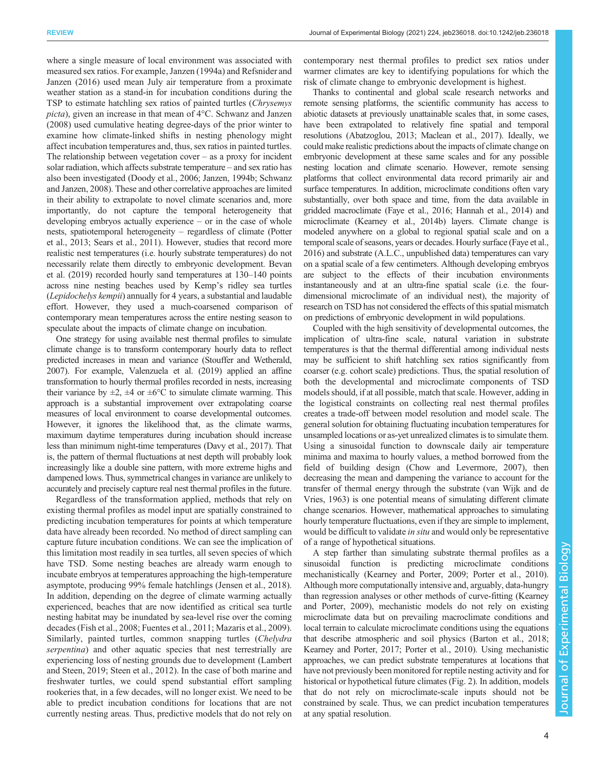where a single measure of local environment was associated with measured sex ratios. For example, Janzen (1994a) and Refsnider and Janzen (2016) used mean July air temperature from a proximate weather station as a stand-in for incubation conditions during the TSP to estimate hatchling sex ratios of painted turtles (*Chrysemys picta*), given an increase in that mean of 4°C. Schwanz and Janzen (2008) used cumulative heating degree-days of the prior winter to examine how climate-linked shifts in nesting phenology might affect incubation temperatures and, thus, sex ratios in painted turtles. The relationship between vegetation cover – as a proxy for incident solar radiation, which affects substrate temperature – and sex ratio has also been investigated (Doody et al., 2006; Janzen, 1994b; Schwanz and Janzen, 2008). These and other correlative approaches are limited in their ability to extrapolate to novel climate scenarios and, more importantly, do not capture the temporal heterogeneity that developing embryos actually experience – or in the case of whole nests, spatiotemporal heterogeneity – regardless of climate (Potter et al., 2013; Sears et al., 2011). However, studies that record more realistic nest temperatures (i.e. hourly substrate temperatures) do not necessarily relate them directly to embryonic development. Bevan et al. (2019) recorded hourly sand temperatures at 130–140 points across nine nesting beaches used by Kemp's ridley sea turtles (*Lepidochelys kempii*) annually for 4 years, a substantial and laudable effort. However, they used a much-coarsened comparison of contemporary mean temperatures across the entire nesting season to speculate about the impacts of climate change on incubation.

One strategy for using available nest thermal profiles to simulate climate change is to transform contemporary hourly data to reflect predicted increases in mean and variance (Stouffer and Wetherald, 2007). For example, Valenzuela et al. (2019) applied an affine transformation to hourly thermal profiles recorded in nests, increasing their variance by ±2, ±4 or ±6°C to simulate climate warming. This approach is a substantial improvement over extrapolating coarse measures of local environment to coarse developmental outcomes. However, it ignores the likelihood that, as the climate warms, maximum daytime temperatures during incubation should increase less than minimum night-time temperatures (Davy et al., 2017). That is, the pattern of thermal fluctuations at nest depth will probably look increasingly like a double sine pattern, with more extreme highs and dampened lows. Thus, symmetrical changes in variance are unlikely to accurately and precisely capture real nest thermal profiles in the future.

Regardless of the transformation applied, methods that rely on existing thermal profiles as model input are spatially constrained to predicting incubation temperatures for points at which temperature data have already been recorded. No method of direct sampling can capture future incubation conditions. We can see the implication of this limitation most readily in sea turtles, all seven species of which have TSD. Some nesting beaches are already warm enough to incubate embryos at temperatures approaching the high-temperature asymptote, producing 99% female hatchlings (Jensen et al., 2018). In addition, depending on the degree of climate warming actually experienced, beaches that are now identified as critical sea turtle nesting habitat may be inundated by sea-level rise over the coming decades (Fish et al., 2008; Fuentes et al., 2011; Mazaris et al., 2009). Similarly, painted turtles, common snapping turtles (*Chelydra serpentina*) and other aquatic species that nest terrestrially are experiencing loss of nesting grounds due to development (Lambert and Steen, 2019; Steen et al., 2012). In the case of both marine and freshwater turtles, we could spend substantial effort sampling rookeries that, in a few decades, will no longer exist. We need to be able to predict incubation conditions for locations that are not currently nesting areas. Thus, predictive models that do not rely on contemporary nest thermal profiles to predict sex ratios under warmer climates are key to identifying populations for which the risk of climate change to embryonic development is highest.

Thanks to continental and global scale research networks and remote sensing platforms, the scientific community has access to abiotic datasets at previously unattainable scales that, in some cases, have been extrapolated to relatively fine spatial and temporal resolutions (Abatzoglou, 2013; Maclean et al., 2017). Ideally, we could make realistic predictions about the impacts of climate change on embryonic development at these same scales and for any possible nesting location and climate scenario. However, remote sensing platforms that collect environmental data record primarily air and surface temperatures. In addition, microclimate conditions often vary substantially, over both space and time, from the data available in gridded macroclimate (Faye et al., 2016; Hannah et al., 2014) and microclimate (Kearney et al., 2014b) layers. Climate change is modeled anywhere on a global to regional spatial scale and on a temporal scale of seasons, years or decades. Hourly surface (Faye et al., 2016) and substrate (A.L.C., unpublished data) temperatures can vary on a spatial scale of a few centimeters. Although developing embryos are subject to the effects of their incubation environments instantaneously and at an ultra-fine spatial scale (i.e. the four-dimensional microclimate of an individual nest), the majority of research on TSD has not considered the effects of this spatial mismatch on predictions of embryonic development in wild populations.

Coupled with the high sensitivity of developmental outcomes, the implication of ultra-fine scale, natural variation in substrate temperatures is that the thermal differential among individual nests may be sufficient to shift hatchling sex ratios significantly from coarser (e.g. cohort scale) predictions. Thus, the spatial resolution of both the developmental and microclimate components of TSD models should, if at all possible, match that scale. However, adding in the logistical constraints on collecting real nest thermal profiles creates a trade-off between model resolution and model scale. The general solution for obtaining fluctuating incubation temperatures for unsampled locations or as-yet unrealized climates is to simulate them. Using a sinusoidal function to downscale daily air temperature minima and maxima to hourly values, a method borrowed from the field of building design (Chow and Levermore, 2007), then decreasing the mean and dampening the variance to account for the transfer of thermal energy through the substrate (van Wijk and de Vries, 1963) is one potential means of simulating different climate change scenarios. However, mathematical approaches to simulating hourly temperature fluctuations, even if they are simple to implement, would be difficult to validate *in situ* and would only be representative of a range of hypothetical situations.

A step farther than simulating substrate thermal profiles as a sinusoidal function is predicting microclimate conditions mechanistically (Kearney and Porter, 2009; Porter et al., 2010). Although more computationally intensive and, arguably, data-hungry than regression analyses or other methods of curve-fitting (Kearney and Porter, 2009), mechanistic models do not rely on existing microclimate data but on prevailing macroclimate conditions and local terrain to calculate microclimate conditions using the equations that describe atmospheric and soil physics (Barton et al., 2018; Kearney and Porter, 2017; Porter et al., 2010). Using mechanistic approaches, we can predict substrate temperatures at locations that have not previously been monitored for reptile nesting activity and for historical or hypothetical future climates (Fig. 2). In addition, models that do not rely on microclimate-scale inputs should not be constrained by scale. Thus, we can predict incubation temperatures at any spatial resolution.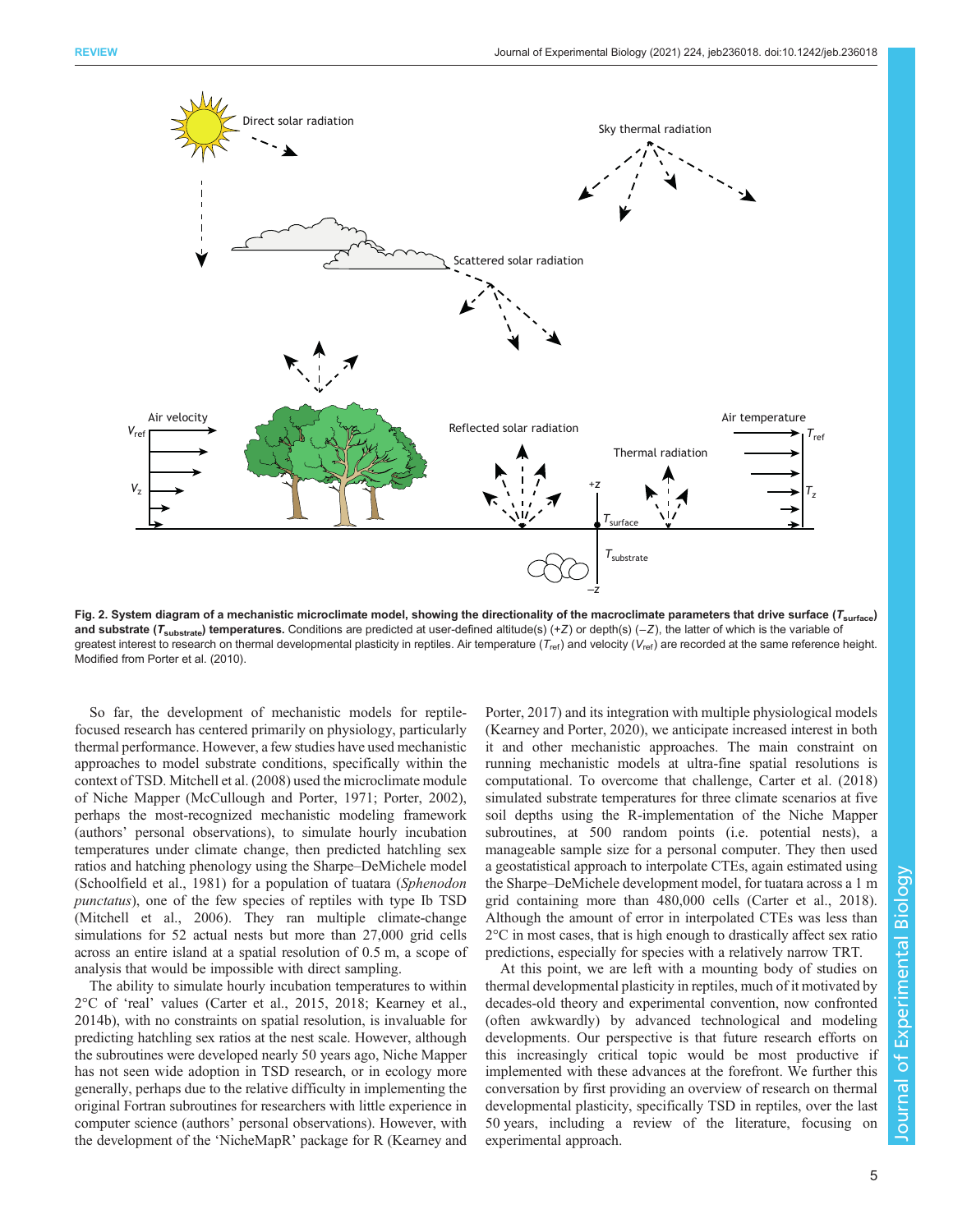**Fig. 2. System diagram of a mechanistic microclimate model, showing the directionality of the macroclimate parameters that drive surface ($T_{surface}$) and substrate ($T_{substrate}$) temperatures.** Conditions are predicted at user-defined altitude(s) (+*Z*) or depth(s) (−*Z*), the latter of which is the variable of greatest interest to research on thermal developmental plasticity in reptiles. Air temperature ($T_{ref}$) and velocity ($V_{ref}$) are recorded at the same reference height. Modified from Porter et al. (2010).

So far, the development of mechanistic models for reptile-focused research has centered primarily on physiology, particularly thermal performance. However, a few studies have used mechanistic approaches to model substrate conditions, specifically within the context of TSD. Mitchell et al. (2008) used the microclimate module of Niche Mapper (McCullough and Porter, 1971; Porter, 2002), perhaps the most-recognized mechanistic modeling framework (authors' personal observations), to simulate hourly incubation temperatures under climate change, then predicted hatchling sex ratios and hatching phenology using the Sharpe–DeMichele model (Schoolfield et al., 1981) for a population of tuatara (*Sphenodon punctatus*), one of the few species of reptiles with type Ib TSD (Mitchell et al., 2006). They ran multiple climate-change simulations for 52 actual nests but more than 27,000 grid cells across an entire island at a spatial resolution of 0.5 m, a scope of analysis that would be impossible with direct sampling.

The ability to simulate hourly incubation temperatures to within 2°C of 'real' values (Carter et al., 2015, 2018; Kearney et al., 2014b), with no constraints on spatial resolution, is invaluable for predicting hatchling sex ratios at the nest scale. However, although the subroutines were developed nearly 50 years ago, Niche Mapper has not seen wide adoption in TSD research, or in ecology more generally, perhaps due to the relative difficulty in implementing the original Fortran subroutines for researchers with little experience in computer science (authors' personal observations). However, with the development of the 'NicheMapR' package for R (Kearney and Porter, 2017) and its integration with multiple physiological models (Kearney and Porter, 2020), we anticipate increased interest in both it and other mechanistic approaches. The main constraint on running mechanistic models at ultra-fine spatial resolutions is computational. To overcome that challenge, Carter et al. (2018) simulated substrate temperatures for three climate scenarios at five soil depths using the R-implementation of the Niche Mapper subroutines, at 500 random points (i.e. potential nests), a manageable sample size for a personal computer. They then used a geostatistical approach to interpolate CTEs, again estimated using the Sharpe–DeMichele development model, for tuatara across a 1 m grid containing more than 480,000 cells (Carter et al., 2018). Although the amount of error in interpolated CTEs was less than 2°C in most cases, that is high enough to drastically affect sex ratio predictions, especially for species with a relatively narrow TRT.

At this point, we are left with a mounting body of studies on thermal developmental plasticity in reptiles, much of it motivated by decades-old theory and experimental convention, now confronted (often awkwardly) by advanced technological and modeling developments. Our perspective is that future research efforts on this increasingly critical topic would be most productive if implemented with these advances at the forefront. We further this conversation by first providing an overview of research on thermal developmental plasticity, specifically TSD in reptiles, over the last 50 years, including a review of the literature, focusing on experimental approach.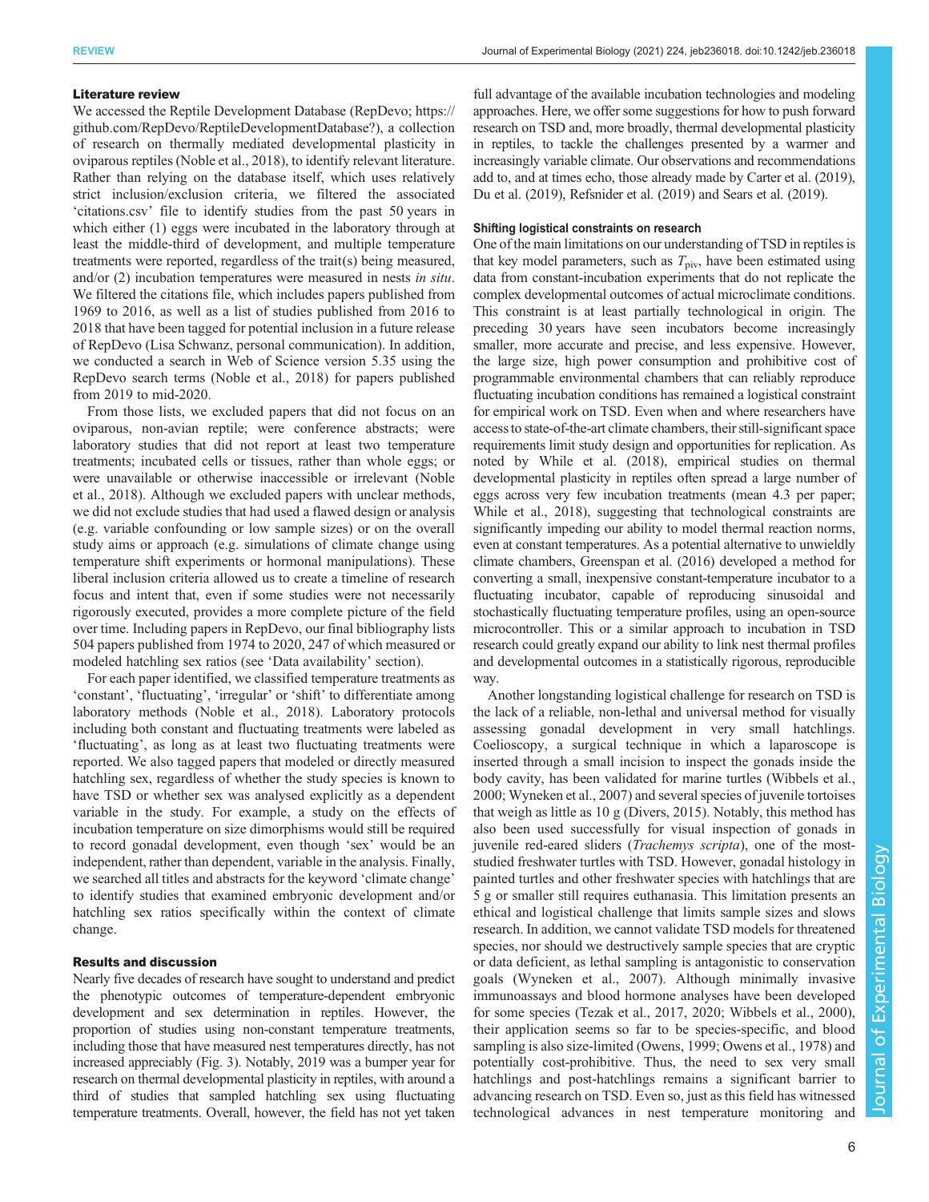### Literature review

We accessed the Reptile Development Database (RepDevo; https://github.com/RepDevo/ReptileDevelopmentDatabase?), a collection of research on thermally mediated developmental plasticity in oviparous reptiles (Noble et al., 2018), to identify relevant literature. Rather than relying on the database itself, which uses relatively strict inclusion/exclusion criteria, we filtered the associated 'citations.csv' file to identify studies from the past 50 years in which either (1) eggs were incubated in the laboratory through at least the middle-third of development, and multiple temperature treatments were reported, regardless of the trait(s) being measured, and/or (2) incubation temperatures were measured in nests *in situ*. We filtered the citations file, which includes papers published from 1969 to 2016, as well as a list of studies published from 2016 to 2018 that have been tagged for potential inclusion in a future release of RepDevo (Lisa Schwanz, personal communication). In addition, we conducted a search in Web of Science version 5.35 using the RepDevo search terms (Noble et al., 2018) for papers published from 2019 to mid-2020.

From those lists, we excluded papers that did not focus on an oviparous, non-avian reptile; were conference abstracts; were laboratory studies that did not report at least two temperature treatments; incubated cells or tissues, rather than whole eggs; or were unavailable or otherwise inaccessible or irrelevant (Noble et al., 2018). Although we excluded papers with unclear methods, we did not exclude studies that had used a flawed design or analysis (e.g. variable confounding or low sample sizes) or on the overall study aims or approach (e.g. simulations of climate change using temperature shift experiments or hormonal manipulations). These liberal inclusion criteria allowed us to create a timeline of research focus and intent that, even if some studies were not necessarily rigorously executed, provides a more complete picture of the field over time. Including papers in RepDevo, our final bibliography lists 504 papers published from 1974 to 2020, 247 of which measured or modeled hatchling sex ratios (see 'Data availability' section).

For each paper identified, we classified temperature treatments as 'constant', 'fluctuating', 'irregular' or 'shift' to differentiate among laboratory methods (Noble et al., 2018). Laboratory protocols including both constant and fluctuating treatments were labeled as 'fluctuating', as long as at least two fluctuating treatments were reported. We also tagged papers that modeled or directly measured hatchling sex, regardless of whether the study species is known to have TSD or whether sex was analysed explicitly as a dependent variable in the study. For example, a study on the effects of incubation temperature on size dimorphisms would still be required to record gonadal development, even though 'sex' would be an independent, rather than dependent, variable in the analysis. Finally, we searched all titles and abstracts for the keyword 'climate change' to identify studies that examined embryonic development and/or hatchling sex ratios specifically within the context of climate change.

### Results and discussion

Nearly five decades of research have sought to understand and predict the phenotypic outcomes of temperature-dependent embryonic development and sex determination in reptiles. However, the proportion of studies using non-constant temperature treatments, including those that have measured nest temperatures directly, has not increased appreciably (Fig. 3). Notably, 2019 was a bumper year for research on thermal developmental plasticity in reptiles, with around a third of studies that sampled hatchling sex using fluctuating temperature treatments. Overall, however, the field has not yet taken full advantage of the available incubation technologies and modeling approaches. Here, we offer some suggestions for how to push forward research on TSD and, more broadly, thermal developmental plasticity in reptiles, to tackle the challenges presented by a warmer and increasingly variable climate. Our observations and recommendations add to, and at times echo, those already made by Carter et al. (2019), Du et al. (2019), Refsnider et al. (2019) and Sears et al. (2019).

#### Shifting logistical constraints on research

One of the main limitations on our understanding of TSD in reptiles is that key model parameters, such as $T_{piv}$, have been estimated using data from constant-incubation experiments that do not replicate the complex developmental outcomes of actual microclimate conditions. This constraint is at least partially technological in origin. The preceding 30 years have seen incubators become increasingly smaller, more accurate and precise, and less expensive. However, the large size, high power consumption and prohibitive cost of programmable environmental chambers that can reliably reproduce fluctuating incubation conditions has remained a logistical constraint for empirical work on TSD. Even when and where researchers have access to state-of-the-art climate chambers, their still-significant space requirements limit study design and opportunities for replication. As noted by While et al. (2018), empirical studies on thermal developmental plasticity in reptiles often spread a large number of eggs across very few incubation treatments (mean 4.3 per paper; While et al., 2018), suggesting that technological constraints are significantly impeding our ability to model thermal reaction norms, even at constant temperatures. As a potential alternative to unwieldly climate chambers, Greenspan et al. (2016) developed a method for converting a small, inexpensive constant-temperature incubator to a fluctuating incubator, capable of reproducing sinusoidal and stochastically fluctuating temperature profiles, using an open-source microcontroller. This or a similar approach to incubation in TSD research could greatly expand our ability to link nest thermal profiles and developmental outcomes in a statistically rigorous, reproducible way.

Another longstanding logistical challenge for research on TSD is the lack of a reliable, non-lethal and universal method for visually assessing gonadal development in very small hatchlings. Coelioscopy, a surgical technique in which a laparoscope is inserted through a small incision to inspect the gonads inside the body cavity, has been validated for marine turtles (Wibbels et al., 2000; Wyneken et al., 2007) and several species of juvenile tortoises that weigh as little as 10 g (Divers, 2015). Notably, this method has also been used successfully for visual inspection of gonads in juvenile red-eared sliders (*Trachemys scripta*), one of the most-studied freshwater turtles with TSD. However, gonadal histology in painted turtles and other freshwater species with hatchlings that are 5 g or smaller still requires euthanasia. This limitation presents an ethical and logistical challenge that limits sample sizes and slows research. In addition, we cannot validate TSD models for threatened species, nor should we destructively sample species that are cryptic or data deficient, as lethal sampling is antagonistic to conservation goals (Wyneken et al., 2007). Although minimally invasive immunoassays and blood hormone analyses have been developed for some species (Tezak et al., 2017, 2020; Wibbels et al., 2000), their application seems so far to be species-specific, and blood sampling is also size-limited (Owens, 1999; Owens et al., 1978) and potentially cost-prohibitive. Thus, the need to sex very small hatchlings and post-hatchlings remains a significant barrier to advancing research on TSD. Even so, just as this field has witnessed technological advances in nest temperature monitoring and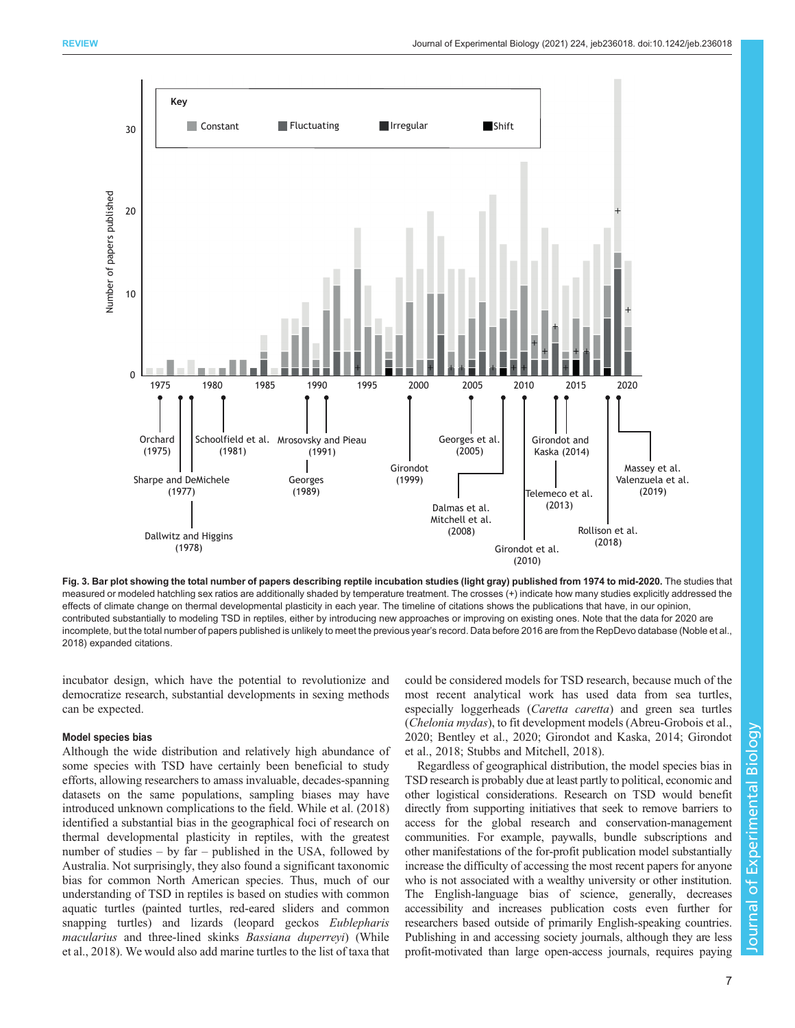**Fig. 3. Bar plot showing the total number of papers describing reptile incubation studies (light gray) published from 1974 to mid-2020.** The studies that measured or modeled hatchling sex ratios are additionally shaded by temperature treatment. The crosses (+) indicate how many studies explicitly addressed the effects of climate change on thermal developmental plasticity in each year. The timeline of citations shows the publications that have, in our opinion, contributed substantially to modeling TSD in reptiles, either by introducing new approaches or improving on existing ones. Note that the data for 2020 are incomplete, but the total number of papers published is unlikely to meet the previous year's record. Data before 2016 are from the RepDevo database (Noble et al., 2018) expanded citations.

incubator design, which have the potential to revolutionize and democratize research, substantial developments in sexing methods can be expected.

### Model species bias

Although the wide distribution and relatively high abundance of some species with TSD have certainly been beneficial to study efforts, allowing researchers to amass invaluable, decades-spanning datasets on the same populations, sampling biases may have introduced unknown complications to the field. While et al. (2018) identified a substantial bias in the geographical foci of research on thermal developmental plasticity in reptiles, with the greatest number of studies – by far – published in the USA, followed by Australia. Not surprisingly, they also found a significant taxonomic bias for common North American species. Thus, much of our understanding of TSD in reptiles is based on studies with common aquatic turtles (painted turtles, red-eared sliders and common snapping turtles) and lizards (leopard geckos *Eublepharis macularius* and three-lined skinks *Bassiana duperreyi*) (While et al., 2018). We would also add marine turtles to the list of taxa that could be considered models for TSD research, because much of the most recent analytical work has used data from sea turtles, especially loggerheads (*Caretta caretta*) and green sea turtles (*Chelonia mydas*), to fit development models (Abreu-Grobois et al., 2020; Bentley et al., 2020; Girondot and Kaska, 2014; Girondot et al., 2018; Stubbs and Mitchell, 2018).

Regardless of geographical distribution, the model species bias in TSD research is probably due at least partly to political, economic and other logistical considerations. Research on TSD would benefit directly from supporting initiatives that seek to remove barriers to access for the global research and conservation-management communities. For example, paywalls, bundle subscriptions and other manifestations of the for-profit publication model substantially increase the difficulty of accessing the most recent papers for anyone who is not associated with a wealthy university or other institution. The English-language bias of science, generally, decreases accessibility and increases publication costs even further for researchers based outside of primarily English-speaking countries. Publishing in and accessing society journals, although they are less profit-motivated than large open-access journals, requires paying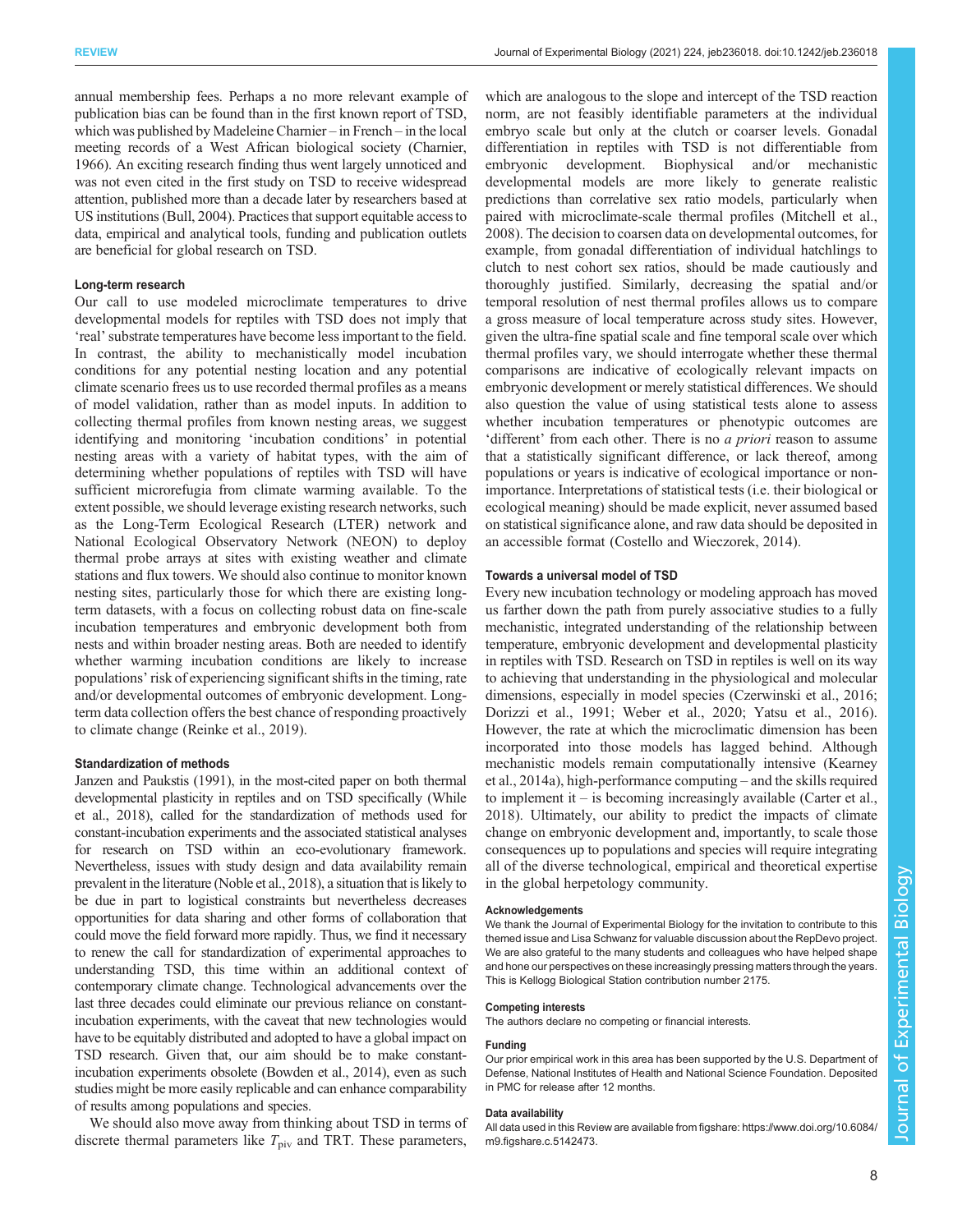annual membership fees. Perhaps a no more relevant example of publication bias can be found than in the first known report of TSD, which was published by Madeleine Charnier – in French – in the local meeting records of a West African biological society (Charnier, 1966). An exciting research finding thus went largely unnoticed and was not even cited in the first study on TSD to receive widespread attention, published more than a decade later by researchers based at US institutions (Bull, 2004). Practices that support equitable access to data, empirical and analytical tools, funding and publication outlets are beneficial for global research on TSD.

### Long-term research

Our call to use modeled microclimate temperatures to drive developmental models for reptiles with TSD does not imply that 'real' substrate temperatures have become less important to the field. In contrast, the ability to mechanistically model incubation conditions for any potential nesting location and any potential climate scenario frees us to use recorded thermal profiles as a means of model validation, rather than as model inputs. In addition to collecting thermal profiles from known nesting areas, we suggest identifying and monitoring 'incubation conditions' in potential nesting areas with a variety of habitat types, with the aim of determining whether populations of reptiles with TSD will have sufficient microrefugia from climate warming available. To the extent possible, we should leverage existing research networks, such as the Long-Term Ecological Research (LTER) network and National Ecological Observatory Network (NEON) to deploy thermal probe arrays at sites with existing weather and climate stations and flux towers. We should also continue to monitor known nesting sites, particularly those for which there are existing long-term datasets, with a focus on collecting robust data on fine-scale incubation temperatures and embryonic development both from nests and within broader nesting areas. Both are needed to identify whether warming incubation conditions are likely to increase populations' risk of experiencing significant shifts in the timing, rate and/or developmental outcomes of embryonic development. Long-term data collection offers the best chance of responding proactively to climate change (Reinke et al., 2019).

### Standardization of methods

Janzen and Paukstis (1991), in the most-cited paper on both thermal developmental plasticity in reptiles and on TSD specifically (While et al., 2018), called for the standardization of methods used for constant-incubation experiments and the associated statistical analyses for research on TSD within an eco-evolutionary framework. Nevertheless, issues with study design and data availability remain prevalent in the literature (Noble et al., 2018), a situation that is likely to be due in part to logistical constraints but nevertheless decreases opportunities for data sharing and other forms of collaboration that could move the field forward more rapidly. Thus, we find it necessary to renew the call for standardization of experimental approaches to understanding TSD, this time within an additional context of contemporary climate change. Technological advancements over the last three decades could eliminate our previous reliance on constant-incubation experiments, with the caveat that new technologies would have to be equitably distributed and adopted to have a global impact on TSD research. Given that, our aim should be to make constant-incubation experiments obsolete (Bowden et al., 2014), even as such studies might be more easily replicable and can enhance comparability of results among populations and species.

We should also move away from thinking about TSD in terms of discrete thermal parameters like $T_{piv}$ and TRT. These parameters, which are analogous to the slope and intercept of the TSD reaction norm, are not feasibly identifiable parameters at the individual embryo scale but only at the clutch or coarser levels. Gonadal differentiation in reptiles with TSD is not differentiable from embryonic development. Biophysical and/or mechanistic developmental models are more likely to generate realistic predictions than correlative sex ratio models, particularly when paired with microclimate-scale thermal profiles (Mitchell et al., 2008). The decision to coarsen data on developmental outcomes, for example, from gonadal differentiation of individual hatchlings to clutch to nest cohort sex ratios, should be made cautiously and thoroughly justified. Similarly, decreasing the spatial and/or temporal resolution of nest thermal profiles allows us to compare a gross measure of local temperature across study sites. However, given the ultra-fine spatial scale and fine temporal scale over which thermal profiles vary, we should interrogate whether these thermal comparisons are indicative of ecologically relevant impacts on embryonic development or merely statistical differences. We should also question the value of using statistical tests alone to assess whether incubation temperatures or phenotypic outcomes are 'different' from each other. There is no *a priori* reason to assume that a statistically significant difference, or lack thereof, among populations or years is indicative of ecological importance or non-importance. Interpretations of statistical tests (i.e. their biological or ecological meaning) should be made explicit, never assumed based on statistical significance alone, and raw data should be deposited in an accessible format (Costello and Wieczorek, 2014).

### Towards a universal model of TSD

Every new incubation technology or modeling approach has moved us farther down the path from purely associative studies to a fully mechanistic, integrated understanding of the relationship between temperature, embryonic development and developmental plasticity in reptiles with TSD. Research on TSD in reptiles is well on its way to achieving that understanding in the physiological and molecular dimensions, especially in model species (Czerwinski et al., 2016; Dorizzi et al., 1991; Weber et al., 2020; Yatsu et al., 2016). However, the rate at which the microclimatic dimension has been incorporated into those models has lagged behind. Although mechanistic models remain computationally intensive (Kearney et al., 2014a), high-performance computing – and the skills required to implement it – is becoming increasingly available (Carter et al., 2018). Ultimately, our ability to predict the impacts of climate change on embryonic development and, importantly, to scale those consequences up to populations and species will require integrating all of the diverse technological, empirical and theoretical expertise in the global herpetology community.

#### Acknowledgements

We thank the Journal of Experimental Biology for the invitation to contribute to this themed issue and Lisa Schwanz for valuable discussion about the RepDevo project. We are also grateful to the many students and colleagues who have helped shape and hone our perspectives on these increasingly pressing matters through the years. This is Kellogg Biological Station contribution number 2175.

#### Competing interests

The authors declare no competing or financial interests.

#### Funding

Our prior empirical work in this area has been supported by the U.S. Department of Defense, National Institutes of Health and National Science Foundation. Deposited in PMC for release after 12 months.

#### Data availability

All data used in this Review are available from figshare: https://www.doi.org/10.6084/m9.figshare.c.5142473.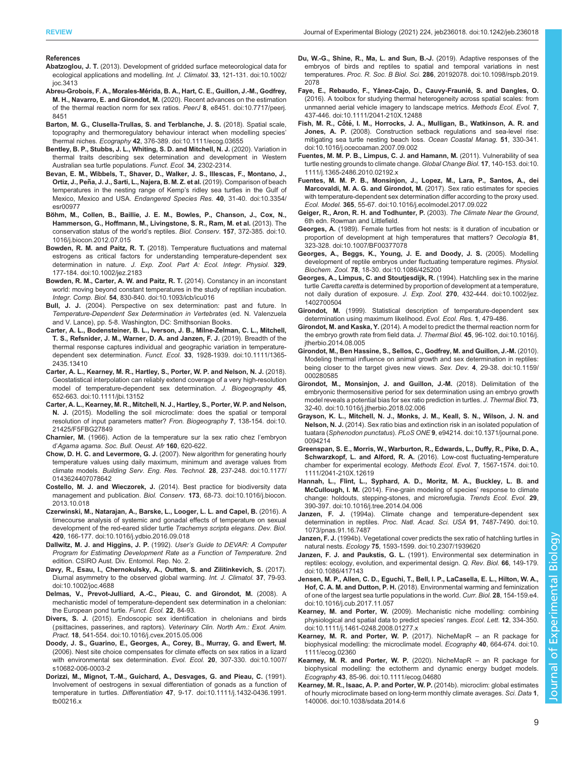## References

**Abatzoglou, J. T.** (2013). Development of gridded surface meteorological data for ecological applications and modelling. *Int. J. Climatol.* **33**, 121-131. doi:10.1002/joc.3413

**Abreu-Grobois, F. A., Morales-Mérida, B. A., Hart, C. E., Guillon, J.-M., Godfrey, M. H., Navarro, E. and Girondot, M.** (2020). Recent advances on the estimation of the thermal reaction norm for sex ratios. *PeerJ* **8**, e8451. doi:10.7717/peerj.8451

**Barton, M. G., Clusella-Trullas, S. and Terblanche, J. S.** (2018). Spatial scale, topography and thermoregulatory behaviour interact when modelling species' thermal niches. *Ecography* **42**, 376-389. doi:10.1111/ecog.03655

**Bentley, B. P., Stubbs, J. L., Whiting, S. D. and Mitchell, N. J.** (2020). Variation in thermal traits describing sex determination and development in Western Australian sea turtle populations. *Funct. Ecol.* **34**, 2302-2314.

**Bevan, E. M., Wibbels, T., Shaver, D., Walker, J. S., Illescas, F., Montano, J., Ortiz, J., Peña, J. J., Sarti, L., Najera, B. M. Z. et al.** (2019). Comparison of beach temperatures in the nesting range of Kemp's ridley sea turtles in the Gulf of Mexico, Mexico and USA. *Endangered Species Res.* **40**, 31-40. doi:10.3354/esr00977

**Böhm, M., Collen, B., Baillie, J. E. M., Bowles, P., Chanson, J., Cox, N., Hammerson, G., Hoffmann, M., Livingstone, S. R., Ram, M. et al.** (2013). The conservation status of the world's reptiles. *Biol. Conserv.* **157**, 372-385. doi:10.1016/j.biocon.2012.07.015

**Bowden, R. M. and Paitz, R. T.** (2018). Temperature fluctuations and maternal estrogens as critical factors for understanding temperature-dependent sex determination in nature. *J. Exp. Zool. Part A: Ecol. Integr. Physiol.* **329**, 177-184. doi:10.1002/jez.2183

**Bowden, R. M., Carter, A. W. and Paitz, R. T.** (2014). Constancy in an inconstant world: moving beyond constant temperatures in the study of reptilian incubation. *Integr. Comp. Biol.* **54**, 830-840. doi:10.1093/icb/icu016

**Bull, J. J.** (2004). Perspective on sex determination: past and future. In *Temperature-Dependent Sex Determination in Vertebrates* (ed. N. Valenzuela and V. Lance), pp. 5-8. Washington, DC: Smithsonian Books.

**Carter, A. L., Bodensteiner, B. L., Iverson, J. B., Milne-Zelman, C. L., Mitchell, T. S., Refsnider, J. M., Warner, D. A. and Janzen, F. J.** (2019). Breadth of the thermal response captures individual and geographic variation in temperature-dependent sex determination. *Funct. Ecol.* **33**, 1928-1939. doi:10.1111/1365-2435.13410

**Carter, A. L., Kearney, M. R., Hartley, S., Porter, W. P. and Nelson, N. J.** (2018). Geostatistical interpolation can reliably extend coverage of a very high-resolution model of temperature-dependent sex determination. *J. Biogeography* **45**, 652-663. doi:10.1111/jbi.13152

**Carter, A. L., Kearney, M. R., Mitchell, N. J., Hartley, S., Porter, W. P. and Nelson, N. J.** (2015). Modelling the soil microclimate: does the spatial or temporal resolution of input parameters matter? *Fron. Biogeography* **7**, 138-154. doi:10.21425/F5FBG27849

**Charnier, M.** (1966). Action de la temperature sur la sex ratio chez l'embryon d'*Agama agama*. *Soc. Bull. Oeust. Afr* **160**, 620-622.

**Chow, D. H. C. and Levermore, G. J.** (2007). New algorithm for generating hourly temperature values using daily maximum, minimum and average values from climate models. *Building Serv. Eng. Res. Technol.* **28**, 237-248. doi:10.1177/0143624407078642

**Costello, M. J. and Wieczorek, J.** (2014). Best practice for biodiversity data management and publication. *Biol. Conserv.* **173**, 68-73. doi:10.1016/j.biocon.2013.10.018

**Czerwinski, M., Natarajan, A., Barske, L., Looger, L. L. and Capel, B.** (2016). A timecourse analysis of systemic and gonadal effects of temperature on sexual development of the red-eared slider turtle *Trachemys scripta elegans*. *Dev. Biol.* **420**, 166-177. doi:10.1016/j.ydbio.2016.09.018

**Dallwitz, M. J. and Higgins, J. P.** (1992). *User's Guide to DEVAR: A Computer Program for Estimating Development Rate as a Function of Temperature*. 2nd edition. CSIRO Aust. Div. Entomol. Rep. No. 2.

**Davy, R., Esau, I., Chernokulsky, A., Outten, S. and Zilitinkevich, S.** (2017). Diurnal asymmetry to the observed global warming. *Int. J. Climatol.* **37**, 79-93. doi:10.1002/joc.4688

**Delmas, V., Prevot-Julliard, A.-C., Pieau, C. and Girondot, M.** (2008). A mechanistic model of temperature-dependent sex determination in a chelonian: the European pond turtle. *Funct. Ecol.* **22**, 84-93.

**Divers, S. J.** (2015). Endoscopic sex identification in chelonians and birds (psittacines, passerines, and raptors). *Veterinary Clin. North Am.: Exot. Anim. Pract.* **18**, 541-554. doi:10.1016/j.cvex.2015.05.006

**Doody, J. S., Guarino, E., Georges, A., Corey, B., Murray, G. and Ewert, M.** (2006). Nest site choice compensates for climate effects on sex ratios in a lizard with environmental sex determination. *Evol. Ecol.* **20**, 307-330. doi:10.1007/s10682-006-0003-2

**Dorizzi, M., Mignot, T.-M., Guichard, A., Desvages, G. and Pieau, C.** (1991). Involvement of oestrogens in sexual differentiation of gonads as a function of temperature in turtles. *Differentiation* **47**, 9-17. doi:10.1111/j.1432-0436.1991.tb00216.x

**Du, W.-G., Shine, R., Ma, L. and Sun, B.-J.** (2019). Adaptive responses of the embryos of birds and reptiles to spatial and temporal variations in nest temperatures. *Proc. R. Soc. B Biol. Sci.* **286**, 20192078. doi:10.1098/rspb.2019.2078

**Faye, E., Rebaudo, F., Yánez-Cajo, D., Cauvy-Fraunié, S. and Dangles, O.** (2016). A toolbox for studying thermal heterogeneity across spatial scales: from unmanned aerial vehicle imagery to landscape metrics. *Methods Ecol. Evol.* **7**, 437-446. doi:10.1111/2041-210X.12488

**Fish, M. R., Côté, I. M., Horrocks, J. A., Mulligan, B., Watkinson, A. R. and Jones, A. P.** (2008). Construction setback regulations and sea-level rise: mitigating sea turtle nesting beach loss. *Ocean Coastal Manag.* **51**, 330-341. doi:10.1016/j.ocecoaman.2007.09.002

**Fuentes, M. M. P. B., Limpus, C. J. and Hamann, M.** (2011). Vulnerability of sea turtle nesting grounds to climate change. *Global Change Biol.* **17**, 140-153. doi:10.1111/j.1365-2486.2010.02192.x

**Fuentes, M. M. P. B., Monsinjon, J., Lopez, M., Lara, P., Santos, A., dei Marcovaldi, M. A. G. and Girondot, M.** (2017). Sex ratio estimates for species with temperature-dependent sex determination differ according to the proxy used. *Ecol. Model.* **365**, 55-67. doi:10.1016/j.ecolmodel.2017.09.022

**Geiger, R., Aron, R. H. and Todhunter, P.** (2003). *The Climate Near the Ground*, 6th edn. Rowman and Littlefield.

**Georges, A.** (1989). Female turtles from hot nests: is it duration of incubation or proportion of development at high temperatures that matters? *Oecologia* **81**, 323-328. doi:10.1007/BF00377078

**Georges, A., Beggs, K., Young, J. E. and Doody, J. S.** (2005). Modelling development of reptile embryos under fluctuating temperature regimes. *Physiol. Biochem. Zool.* **78**, 18-30. doi:10.1086/425200

**Georges, A., Limpus, C. and Stoutjesdijk, R.** (1994). Hatchling sex in the marine turtle *Caretta caretta* is determined by proportion of development at a temperature, not daily duration of exposure. *J. Exp. Zool.* **270**, 432-444. doi:10.1002/jez.1402700504

**Girondot, M.** (1999). Statistical description of temperature-dependent sex determination using maximum likelihood. *Evol. Ecol. Res.* **1**, 479-486.

**Girondot, M. and Kaska, Y.** (2014). A model to predict the thermal reaction norm for the embryo growth rate from field data. *J. Thermal Biol.* **45**, 96-102. doi:10.1016/j.jtherbio.2014.08.005

**Girondot, M., Ben Hassine, S., Sellos, C., Godfrey, M. and Guillon, J.-M.** (2010). Modeling thermal influence on animal growth and sex determination in reptiles: being closer to the target gives new views. *Sex. Dev.* **4**, 29-38. doi:10.1159/000280585

**Girondot, M., Monsinjon, J. and Guillon, J.-M.** (2018). Delimitation of the embryonic thermosensitive period for sex determination using an embryo growth model reveals a potential bias for sex ratio prediction in turtles. *J. Thermal Biol.* **73**, 32-40. doi:10.1016/j.jtherbio.2018.02.006

**Grayson, K. L., Mitchell, N. J., Monks, J. M., Keall, S. N., Wilson, J. N. and Nelson, N. J.** (2014). Sex ratio bias and extinction risk in an isolated population of tuatara (*Sphenodon punctatus*). *PLoS ONE* **9**, e94214. doi:10.1371/journal.pone.0094214

**Greenspan, S. E., Morris, W., Warburton, R., Edwards, L., Duffy, R., Pike, D. A., Schwarzkopf, L. and Alford, R. A.** (2016). Low-cost fluctuating-temperature chamber for experimental ecology. *Methods Ecol. Evol.* **7**, 1567-1574. doi:10.1111/2041-210X.12619

**Hannah, L., Flint, L., Syphard, A. D., Moritz, M. A., Buckley, L. B. and McCullough, I. M.** (2014). Fine-grain modeling of species' response to climate change: holdouts, stepping-stones, and microrefugia. *Trends Ecol. Evol.* **29**, 390-397. doi:10.1016/j.tree.2014.04.006

**Janzen, F. J.** (1994a). Climate change and temperature-dependent sex determination in reptiles. *Proc. Natl. Acad. Sci. USA* **91**, 7487-7490. doi:10.1073/pnas.91.16.7487

**Janzen, F. J.** (1994b). Vegetational cover predicts the sex ratio of hatchling turtles in natural nests. *Ecology* **75**, 1593-1599. doi:10.2307/1939620

**Janzen, F. J. and Paukstis, G. L.** (1991). Environmental sex determination in reptiles: ecology, evolution, and experimental design. *Q. Rev. Biol.* **66**, 149-179. doi:10.1086/417143

**Jensen, M. P., Allen, C. D., Eguchi, T., Bell, I. P., LaCasella, E. L., Hilton, W. A., Hof, C. A. M. and Dutton, P. H.** (2018). Environmental warming and feminization of one of the largest sea turtle populations in the world. *Curr. Biol.* **28**, 154-159.e4. doi:10.1016/j.cub.2017.11.057

**Kearney, M. and Porter, W.** (2009). Mechanistic niche modelling: combining physiological and spatial data to predict species' ranges. *Ecol. Lett.* **12**, 334-350. doi:10.1111/j.1461-0248.2008.01277.x

**Kearney, M. R. and Porter, W. P.** (2017). NicheMapR – an R package for biophysical modelling: the microclimate model. *Ecography* **40**, 664-674. doi:10.1111/ecog.02360

**Kearney, M. R. and Porter, W. P.** (2020). NicheMapR – an R package for biophysical modelling: the ectotherm and dynamic energy budget models. *Ecography* **43**, 85-96. doi:10.1111/ecog.04680

**Kearney, M. R., Isaac, A. P. and Porter, W. P.** (2014b). microclim: global estimates of hourly microclimate based on long-term monthly climate averages. *Sci. Data* **1**, 140006. doi:10.1038/sdata.2014.6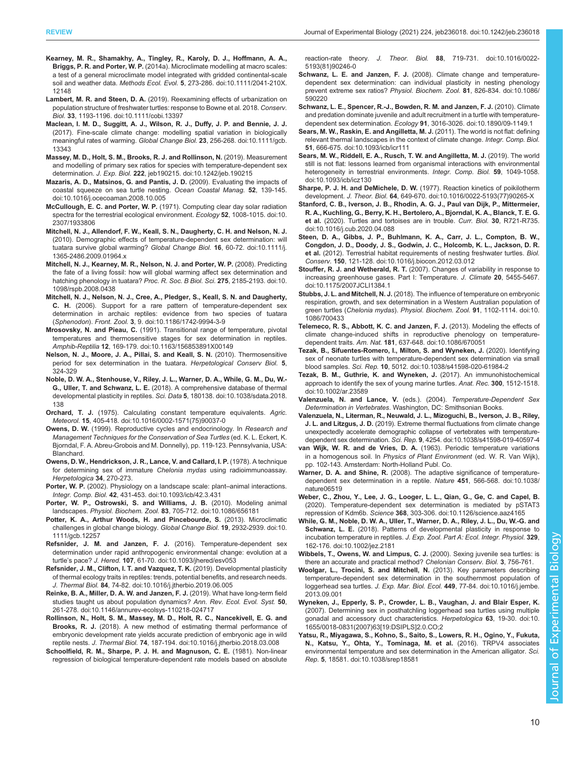**Kearney, M. R., Shamakhy, A., Tingley, R., Karoly, D. J., Hoffmann, A. A., Briggs, P. R. and Porter, W. P.** (2014a). Microclimate modelling at macro scales: a test of a general microclimate model integrated with gridded continental-scale soil and weather data. *Methods Ecol. Evol.* **5**, 273-286. doi:10.1111/2041-210X.12148

**Lambert, M. R. and Steen, D. A.** (2019). Reexamining effects of urbanization on population structure of freshwater turtles: response to Bowne et al. 2018. *Conserv. Biol.* **33**, 1193-1196. doi:10.1111/cobi.13397

**Maclean, I. M. D., Suggitt, A. J., Wilson, R. J., Duffy, J. P. and Bennie, J. J.** (2017). Fine-scale climate change: modelling spatial variation in biologically meaningful rates of warming. *Global Change Biol.* **23**, 256-268. doi:10.1111/gcb.13343

**Massey, M. D., Holt, S. M., Brooks, R. J. and Rollinson, N.** (2019). Measurement and modelling of primary sex ratios for species with temperature-dependent sex determination. *J. Exp. Biol.* **222**, jeb190215. doi:10.1242/jeb.190215

**Mazaris, A. D., Matsinos, G. and Pantis, J. D.** (2009). Evaluating the impacts of coastal squeeze on sea turtle nesting. *Ocean Coastal Manag.* **52**, 139-145. doi:10.1016/j.ocecoaman.2008.10.005

**McCullough, E. C. and Porter, W. P.** (1971). Computing clear day solar radiation spectra for the terrestrial ecological environment. *Ecology* **52**, 1008-1015. doi:10.2307/1933806

**Mitchell, N. J., Allendorf, F. W., Keall, S. N., Daugherty, C. H. and Nelson, N. J.** (2010). Demographic effects of temperature-dependent sex determination: will tuatara survive global warming? *Global Change Biol.* **16**, 60-72. doi:10.1111/j.1365-2486.2009.01964.x

**Mitchell, N. J., Kearney, M. R., Nelson, N. J. and Porter, W. P.** (2008). Predicting the fate of a living fossil: how will global warming affect sex determination and hatching phenology in tuatara? *Proc. R. Soc. B Biol. Sci.* **275**, 2185-2193. doi:10.1098/rspb.2008.0438

**Mitchell, N. J., Nelson, N. J., Cree, A., Pledger, S., Keall, S. N. and Daugherty, C. H.** (2006). Support for a rare pattern of temperature-dependent sex determination in archaic reptiles: evidence from two species of tuatara (*Sphenodon*). *Front. Zool.* **3**, 9. doi:10.1186/1742-9994-3-9

**Mrosovsky, N. and Pieau, C.** (1991). Transitional range of temperature, pivotal temperatures and thermosensitive stages for sex determination in reptiles. *Amphib-Reptilia* **12**, 169-179. doi:10.1163/156853891X00149

**Nelson, N. J., Moore, J. A., Pillai, S. and Keall, S. N.** (2010). Thermosensitive period for sex determination in the tuatara. *Herpetological Conserv Biol.* **5**, 324-329

**Noble, D. W. A., Stenhouse, V., Riley, J. L., Warner, D. A., While, G. M., Du, W.-G., Uller, T. and Schwanz, L. E.** (2018). A comprehensive database of thermal developmental plasticity in reptiles. *Sci. Data* **5**, 180138. doi:10.1038/sdata.2018.138

**Orchard, T. J.** (1975). Calculating constant temperature equivalents. *Agric. Meteorol.* **15**, 405-418. doi:10.1016/0002-1571(75)90037-0

**Owens, D. W.** (1999). Reproductive cycles and endocrinology. In *Research and Management Techniques for the Conservation of Sea Turtles* (ed. K. L. Eckert, K. Bjorndal, F. A. Abreu-Grobois and M. Donnelly), pp. 119-123. Pennsylvania, USA: Blanchard.

**Owens, D. W., Hendrickson, J. R., Lance, V. and Callard, I. P.** (1978). A technique for determining sex of immature *Chelonia mydas* using radioimmunoassay. *Herpetologica* **34**, 270-273.

**Porter, W. P.** (2002). Physiology on a landscape scale: plant–animal interactions. *Integr. Comp. Biol.* **42**, 431-453. doi:10.1093/icb/42.3.431

**Porter, W. P., Ostrowski, S. and Williams, J. B.** (2010). Modeling animal landscapes. *Physiol. Biochem. Zool.* **83**, 705-712. doi:10.1086/656181

**Potter, K. A., Arthur Woods, H. and Pincebourde, S.** (2013). Microclimatic challenges in global change biology. *Global Change Biol.* **19**, 2932-2939. doi:10.1111/gcb.12257

**Refsnider, J. M. and Janzen, F. J.** (2016). Temperature-dependent sex determination under rapid anthropogenic environmental change: evolution at a turtle's pace? *J. Hered.* **107**, 61-70. doi:10.1093/jhered/esv053

**Refsnider, J. M., Clifton, I. T. and Vazquez, T. K.** (2019). Developmental plasticity of thermal ecology traits in reptiles: trends, potential benefits, and research needs. *J. Thermal Biol.* **84**, 74-82. doi:10.1016/j.jtherbio.2019.06.005

**Reinke, B. A., Miller, D. A. W. and Janzen, F. J.** (2019). What have long-term field studies taught us about population dynamics? *Ann. Rev. Ecol. Evol. Syst.* **50**, 261-278. doi:10.1146/annurev-ecolsys-110218-024717

**Rollinson, N., Holt, S. M., Massey, M. D., Holt, R. C., Nancekivell, E. G. and Brooks, R. J.** (2018). A new method of estimating thermal performance of embryonic development rate yields accurate prediction of embryonic age in wild reptile nests. *J. Thermal Biol.* **74**, 187-194. doi:10.1016/j.jtherbio.2018.03.008

**Schoolfield, R. M., Sharpe, P. J. H. and Magnuson, C. E.** (1981). Non-linear regression of biological temperature-dependent rate models based on absolute reaction-rate theory. *J. Theor. Biol.* **88**, 719-731. doi:10.1016/0022-5193(81)90246-0

**Schwanz, L. E. and Janzen, F. J.** (2008). Climate change and temperature-dependent sex determination: can individual plasticity in nesting phenology prevent extreme sex ratios? *Physiol. Biochem. Zool.* **81**, 826-834. doi:10.1086/590220

**Schwanz, L. E., Spencer, R.-J., Bowden, R. M. and Janzen, F. J.** (2010). Climate and predation dominate juvenile and adult recruitment in a turtle with temperature-dependent sex determination. *Ecology* **91**, 3016-3026. doi:10.1890/09-1149.1

**Sears, M. W., Raskin, E. and Angilletta, M. J.** (2011). The world is not flat: defining relevant thermal landscapes in the context of climate change. *Integr. Comp. Biol.* **51**, 666-675. doi:10.1093/icb/icr111

**Sears, M. W., Riddell, E. A., Rusch, T. W. and Angilletta, M. J.** (2019). The world still is not flat: lessons learned from organismal interactions with environmental heterogeneity in terrestrial environments. *Integr. Comp. Biol.* **59**, 1049-1058. doi:10.1093/icb/icz130

**Sharpe, P. J. H. and DeMichele, D. W.** (1977). Reaction kinetics of poikilotherm development. *J. Theor. Biol.* **64**, 649-670. doi:10.1016/0022-5193(77)90265-X

**Stanford, C. B., Iverson, J. B., Rhodin, A. G. J., Paul van Dijk, P., Mittermeier, R. A., Kuchling, G., Berry, K. H., Bertolero, A., Bjorndal, K. A., Blanck, T. E. G. et al.** (2020). Turtles and tortoises are in trouble. *Curr. Biol.* **30**, R721-R735. doi:10.1016/j.cub.2020.04.088

**Steen, D. A., Gibbs, J. P., Buhlmann, K. A., Carr, J. L., Compton, B. W., Congdon, J. D., Doody, J. S., Godwin, J. C., Holcomb, K. L., Jackson, D. R. et al.** (2012). Terrestrial habitat requirements of nesting freshwater turtles. *Biol. Conserv.* **150**, 121-128. doi:10.1016/j.biocon.2012.03.012

**Stouffer, R. J. and Wetherald, R. T.** (2007). Changes of variability in response to increasing greenhouse gases. Part I: Temperature. *J. Climate* **20**, 5455-5467. doi:10.1175/2007JCLI1384.1

**Stubbs, J. L. and Mitchell, N. J.** (2018). The influence of temperature on embryonic respiration, growth, and sex determination in a Western Australian population of green turtles (*Chelonia mydas*). *Physiol. Biochem. Zool.* **91**, 1102-1114. doi:10.1086/700433

**Telemeco, R. S., Abbott, K. C. and Janzen, F. J.** (2013). Modeling the effects of climate change-induced shifts in reproductive phenology on temperature-dependent traits. *Am. Nat.* **181**, 637-648. doi:10.1086/670051

**Tezak, B., Sifuentes-Romero, I., Milton, S. and Wyneken, J.** (2020). Identifying sex of neonate turtles with temperature-dependent sex determination via small blood samples. *Sci. Rep.* **10**, 5012. doi:10.1038/s41598-020-61984-2

**Tezak, B. M., Guthrie, K. and Wyneken, J.** (2017). An immunohistochemical approach to identify the sex of young marine turtles. *Anat. Rec.* **300**, 1512-1518. doi:10.1002/ar.23589

**Valenzuela, N. and Lance, V.** (eds.). (2004). *Temperature-Dependent Sex Determination in Vertebrates*. Washington, DC: Smithsonian Books.

**Valenzuela, N., Literman, R., Neuwald, J. L., Mizoguchi, B., Iverson, J. B., Riley, J. L. and Litzgus, J. D.** (2019). Extreme thermal fluctuations from climate change unexpectedly accelerate demographic collapse of vertebrates with temperature-dependent sex determination. *Sci. Rep.* **9**, 4254. doi:10.1038/s41598-019-40597-4

**van Wijk, W. R. and de Vries, D. A.** (1963). Periodic temperature variations in a homogenous soil. In *Physics of Plant Environment* (ed. W. R. Van Wijk), pp. 102-143. Amsterdam: North-Holland Publ. Co.

**Warner, D. A. and Shine, R.** (2008). The adaptive significance of temperature-dependent sex determination in a reptile. *Nature* **451**, 566-568. doi:10.1038/nature06519

**Weber, C., Zhou, Y., Lee, J. G., Looger, L. L., Qian, G., Ge, C. and Capel, B.** (2020). Temperature-dependent sex determination is mediated by pSTAT3 repression of Kdm6b. *Science* **368**, 303-306. doi:10.1126/science.aaz4165

**While, G. M., Noble, D. W. A., Uller, T., Warner, D. A., Riley, J. L., Du, W.-G. and Schwanz, L. E.** (2018). Patterns of developmental plasticity in response to incubation temperature in reptiles. *J. Exp. Zool. Part A: Ecol. Integr. Physiol.* **329**, 162-176. doi:10.1002/jez.2181

**Wibbels, T., Owens, W. and Limpus, C. J.** (2000). Sexing juvenile sea turtles: is there an accurate and practical method? *Chelonian Conserv. Biol.* **3**, 756-761.

**Woolgar, L., Trocini, S. and Mitchell, N.** (2013). Key parameters describing temperature-dependent sex determination in the southernmost population of loggerhead sea turtles. *J. Exp. Mar. Biol. Ecol.* **449**, 77-84. doi:10.1016/j.jembe.2013.09.001

**Wyneken, J., Epperly, S. P., Crowder, L. B., Vaughan, J. and Blair Esper, K.** (2007). Determining sex in posthatchling loggerhead sea turtles using multiple gonadal and accessory duct characteristics. *Herpetologica* **63**, 19-30. doi:10.1655/0018-0831(2007)63[19:DSIPLS]2.0.CO;2

**Yatsu, R., Miyagawa, S., Kohno, S., Saito, S., Lowers, R. H., Ogino, Y., Fukuta, N., Katsu, Y., Ohta, Y., Tominaga, M. et al.** (2016). TRPV4 associates environmental temperature and sex determination in the American alligator. *Sci. Rep.* **5**, 18581. doi:10.1038/srep18581